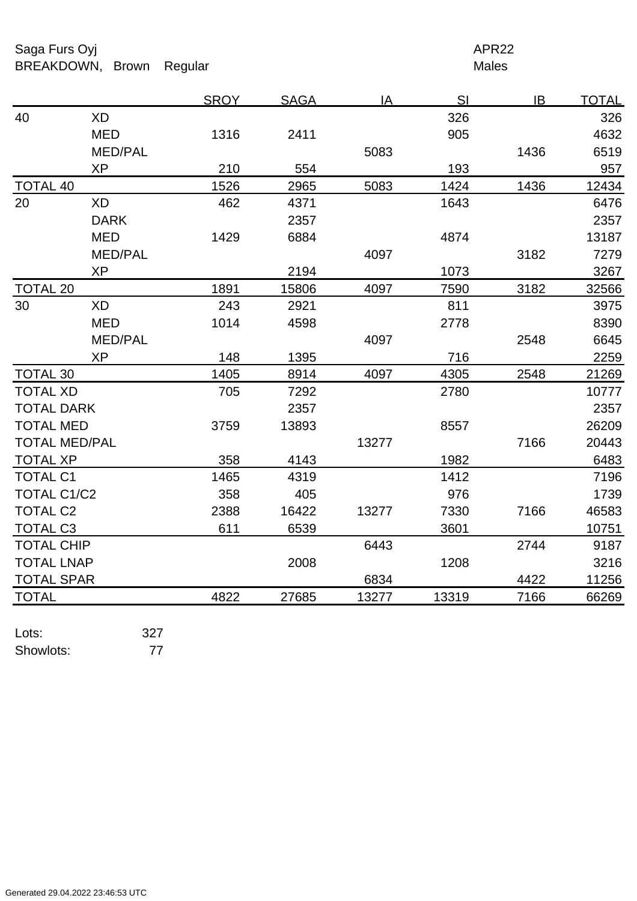Saga Furs Oyj　　　　　　　　　　　　　　　　　　　　　APR22

BREAKDOWN,　Brown　Regular　　　　　　　　　　　　　　Males

| | | SROY | SAGA | IA | SI | IB | TOTAL |
|---|---|---|---|---|---|---|---|
| 40 | XD | | | | 326 | | 326 |
| | MED | 1316 | 2411 | | 905 | | 4632 |
| | MED/PAL | | | 5083 | | 1436 | 6519 |
| | XP | 210 | 554 | | 193 | | 957 |
| TOTAL 40 | | 1526 | 2965 | 5083 | 1424 | 1436 | 12434 |
| 20 | XD | 462 | 4371 | | 1643 | | 6476 |
| | DARK | | 2357 | | | | 2357 |
| | MED | 1429 | 6884 | | 4874 | | 13187 |
| | MED/PAL | | | 4097 | | 3182 | 7279 |
| | XP | | 2194 | | 1073 | | 3267 |
| TOTAL 20 | | 1891 | 15806 | 4097 | 7590 | 3182 | 32566 |
| 30 | XD | 243 | 2921 | | 811 | | 3975 |
| | MED | 1014 | 4598 | | 2778 | | 8390 |
| | MED/PAL | | | 4097 | | 2548 | 6645 |
| | XP | 148 | 1395 | | 716 | | 2259 |
| TOTAL 30 | | 1405 | 8914 | 4097 | 4305 | 2548 | 21269 |
| TOTAL XD | | 705 | 7292 | | 2780 | | 10777 |
| TOTAL DARK | | | 2357 | | | | 2357 |
| TOTAL MED | | 3759 | 13893 | | 8557 | | 26209 |
| TOTAL MED/PAL | | | | 13277 | | 7166 | 20443 |
| TOTAL XP | | 358 | 4143 | | 1982 | | 6483 |
| TOTAL C1 | | 1465 | 4319 | | 1412 | | 7196 |
| TOTAL C1/C2 | | 358 | 405 | | 976 | | 1739 |
| TOTAL C2 | | 2388 | 16422 | 13277 | 7330 | 7166 | 46583 |
| TOTAL C3 | | 611 | 6539 | | 3601 | | 10751 |
| TOTAL CHIP | | | | 6443 | | 2744 | 9187 |
| TOTAL LNAP | | | 2008 | | 1208 | | 3216 |
| TOTAL SPAR | | | | 6834 | | 4422 | 11256 |
| TOTAL | | 4822 | 27685 | 13277 | 13319 | 7166 | 66269 |

Lots: 327

Showlots: 77

Generated 29.04.2022 23:46:53 UTC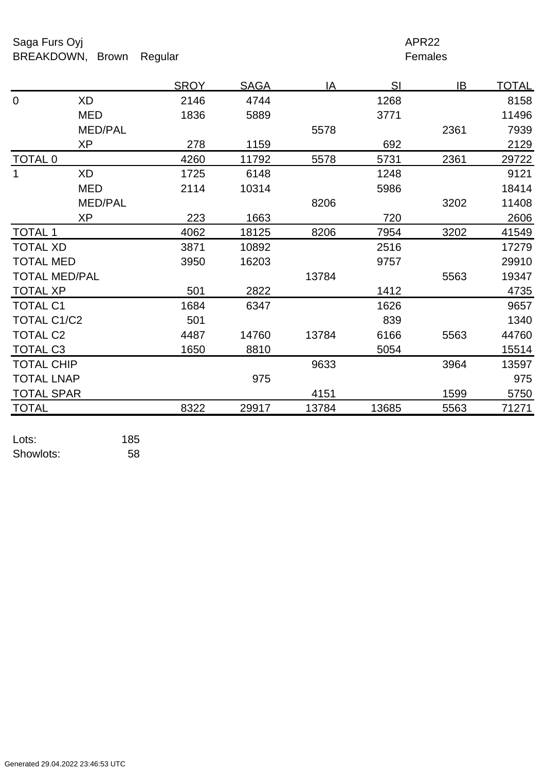Saga Furs Oyj APR22

BREAKDOWN, Brown Regular Females

| | | SROY | SAGA | IA | SI | IB | TOTAL |
|---|---|---|---|---|---|---|---|
| 0 | XD | 2146 | 4744 | | 1268 | | 8158 |
| | MED | 1836 | 5889 | | 3771 | | 11496 |
| | MED/PAL | | | 5578 | | 2361 | 7939 |
| | XP | 278 | 1159 | | 692 | | 2129 |
| TOTAL 0 | | 4260 | 11792 | 5578 | 5731 | 2361 | 29722 |
| 1 | XD | 1725 | 6148 | | 1248 | | 9121 |
| | MED | 2114 | 10314 | | 5986 | | 18414 |
| | MED/PAL | | | 8206 | | 3202 | 11408 |
| | XP | 223 | 1663 | | 720 | | 2606 |
| TOTAL 1 | | 4062 | 18125 | 8206 | 7954 | 3202 | 41549 |
| TOTAL XD | | 3871 | 10892 | | 2516 | | 17279 |
| TOTAL MED | | 3950 | 16203 | | 9757 | | 29910 |
| TOTAL MED/PAL | | | | 13784 | | 5563 | 19347 |
| TOTAL XP | | 501 | 2822 | | 1412 | | 4735 |
| TOTAL C1 | | 1684 | 6347 | | 1626 | | 9657 |
| TOTAL C1/C2 | | 501 | | | 839 | | 1340 |
| TOTAL C2 | | 4487 | 14760 | 13784 | 6166 | 5563 | 44760 |
| TOTAL C3 | | 1650 | 8810 | | 5054 | | 15514 |
| TOTAL CHIP | | | | 9633 | | 3964 | 13597 |
| TOTAL LNAP | | | 975 | | | | 975 |
| TOTAL SPAR | | | | 4151 | | 1599 | 5750 |
| TOTAL | | 8322 | 29917 | 13784 | 13685 | 5563 | 71271 |

Lots: 185

Showlots: 58

Generated 29.04.2022 23:46:53 UTC